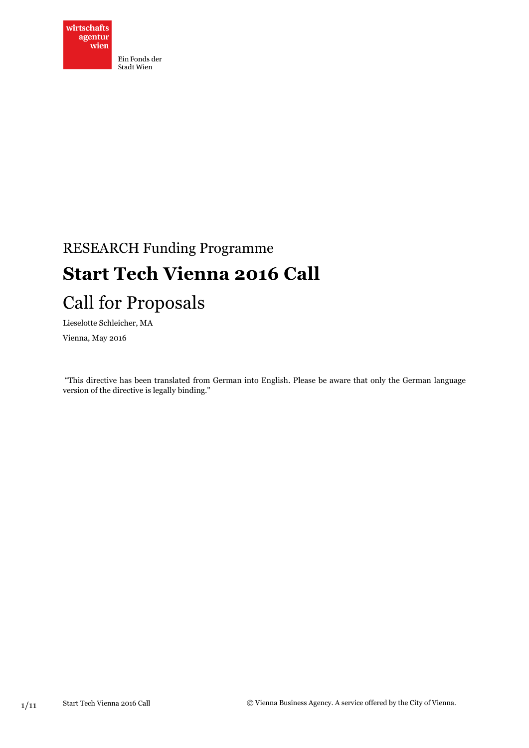wirtschafts agentur wien

Ein Fonds der Stadt Wien

RESEARCH Funding Programme

# Start Tech Vienna 2016 Call

## Call for Proposals

Lieselotte Schleicher, MA

Vienna, May 2016

"This directive has been translated from German into English. Please be aware that only the German language version of the directive is legally binding."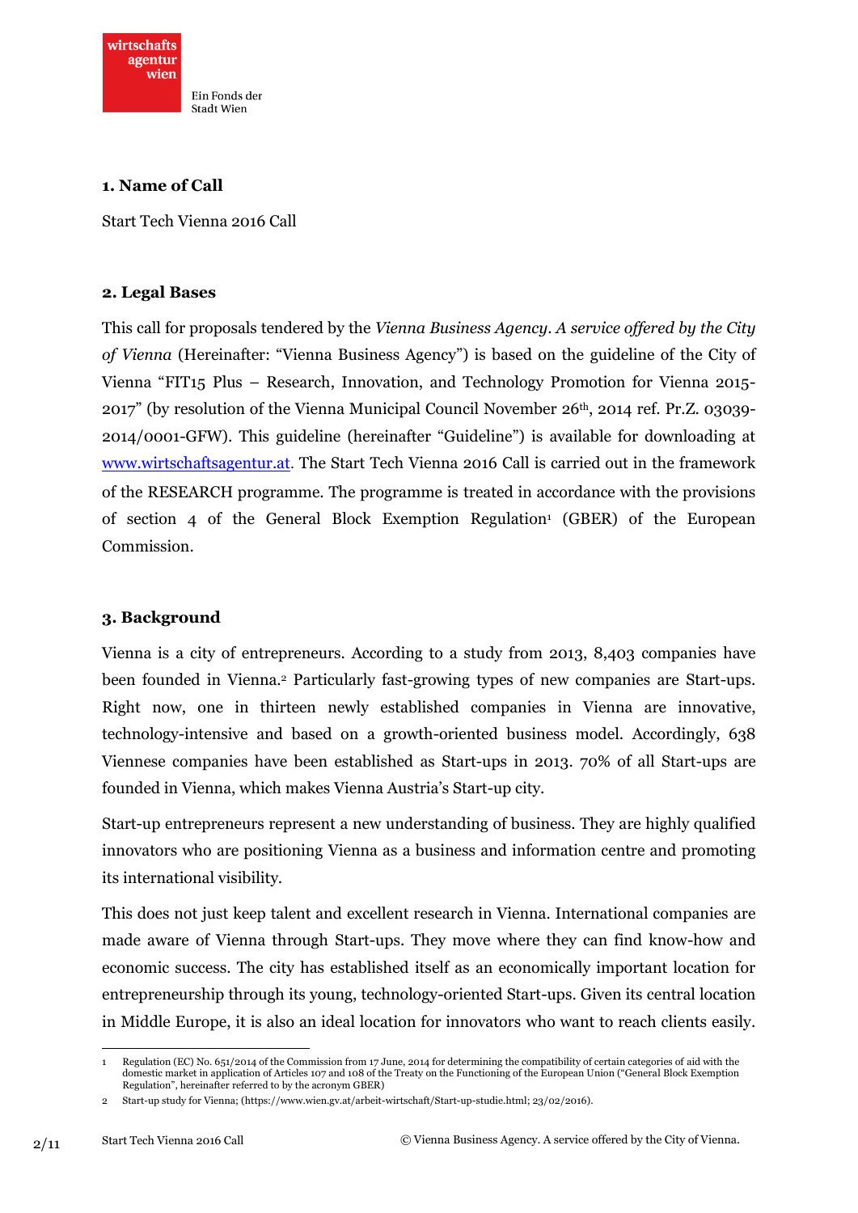## 1. Name of Call

Start Tech Vienna 2016 Call

## 2. Legal Bases

This call for proposals tendered by the *Vienna Business Agency. A service offered by the City of Vienna* (Hereinafter: "Vienna Business Agency") is based on the guideline of the City of Vienna "FIT15 Plus – Research, Innovation, and Technology Promotion for Vienna 2015-2017" (by resolution of the Vienna Municipal Council November 26th, 2014 ref. Pr.Z. 03039-2014/0001-GFW). This guideline (hereinafter "Guideline") is available for downloading at www.wirtschaftsagentur.at. The Start Tech Vienna 2016 Call is carried out in the framework of the RESEARCH programme. The programme is treated in accordance with the provisions of section 4 of the General Block Exemption Regulation[1] (GBER) of the European Commission.

## 3. Background

Vienna is a city of entrepreneurs. According to a study from 2013, 8,403 companies have been founded in Vienna.[2] Particularly fast-growing types of new companies are Start-ups. Right now, one in thirteen newly established companies in Vienna are innovative, technology-intensive and based on a growth-oriented business model. Accordingly, 638 Viennese companies have been established as Start-ups in 2013. 70% of all Start-ups are founded in Vienna, which makes Vienna Austria's Start-up city.

Start-up entrepreneurs represent a new understanding of business. They are highly qualified innovators who are positioning Vienna as a business and information centre and promoting its international visibility.

This does not just keep talent and excellent research in Vienna. International companies are made aware of Vienna through Start-ups. They move where they can find know-how and economic success. The city has established itself as an economically important location for entrepreneurship through its young, technology-oriented Start-ups. Given its central location in Middle Europe, it is also an ideal location for innovators who want to reach clients easily.

---

[1] Regulation (EC) No. 651/2014 of the Commission from 17 June, 2014 for determining the compatibility of certain categories of aid with the domestic market in application of Articles 107 and 108 of the Treaty on the Functioning of the European Union ("General Block Exemption Regulation", hereinafter referred to by the acronym GBER)

[2] Start-up study for Vienna; (https://www.wien.gv.at/arbeit-wirtschaft/Start-up-studie.html; 23/02/2016).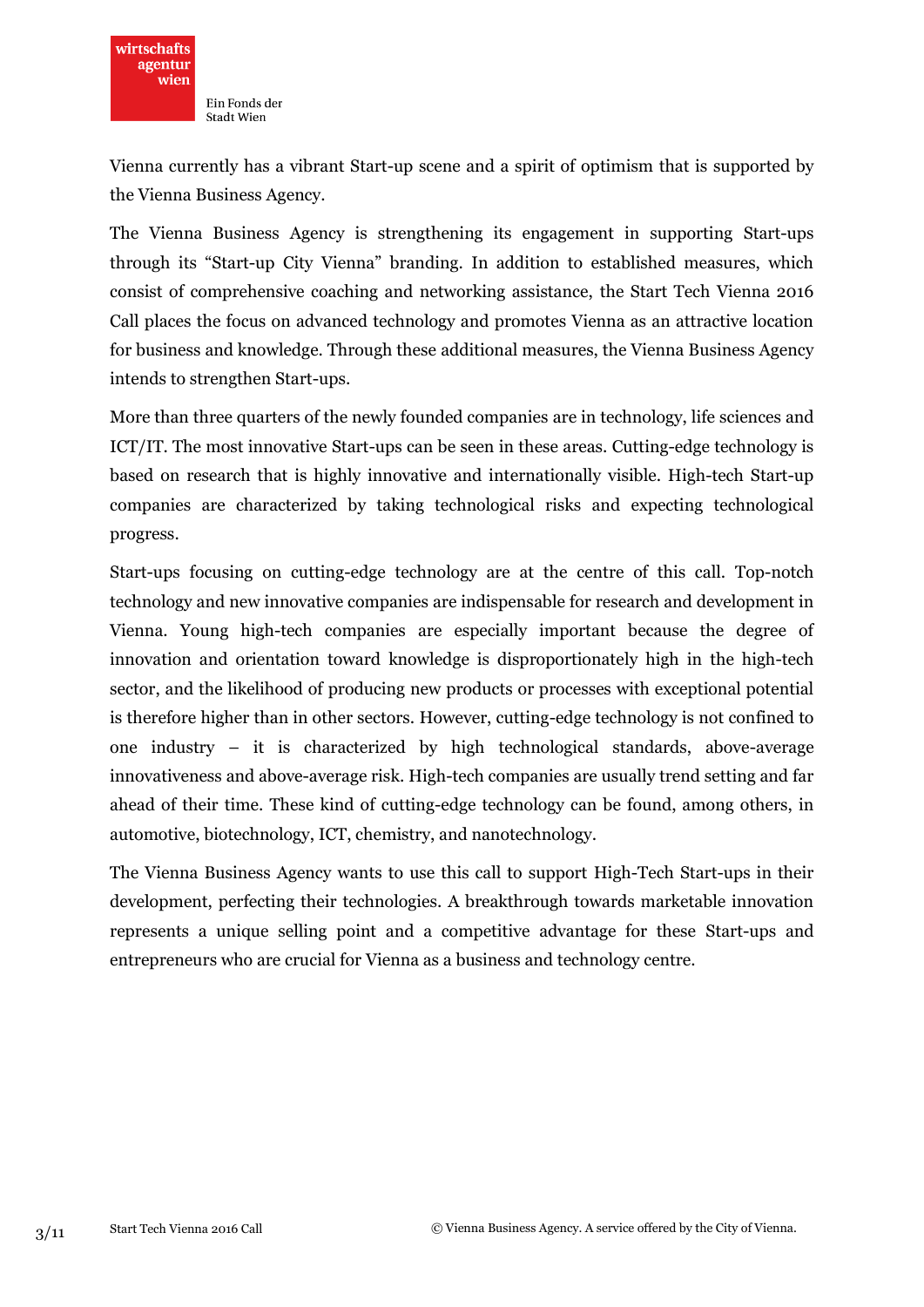Vienna currently has a vibrant Start-up scene and a spirit of optimism that is supported by the Vienna Business Agency.

The Vienna Business Agency is strengthening its engagement in supporting Start-ups through its "Start-up City Vienna" branding. In addition to established measures, which consist of comprehensive coaching and networking assistance, the Start Tech Vienna 2016 Call places the focus on advanced technology and promotes Vienna as an attractive location for business and knowledge. Through these additional measures, the Vienna Business Agency intends to strengthen Start-ups.

More than three quarters of the newly founded companies are in technology, life sciences and ICT/IT. The most innovative Start-ups can be seen in these areas. Cutting-edge technology is based on research that is highly innovative and internationally visible. High-tech Start-up companies are characterized by taking technological risks and expecting technological progress.

Start-ups focusing on cutting-edge technology are at the centre of this call. Top-notch technology and new innovative companies are indispensable for research and development in Vienna. Young high-tech companies are especially important because the degree of innovation and orientation toward knowledge is disproportionately high in the high-tech sector, and the likelihood of producing new products or processes with exceptional potential is therefore higher than in other sectors. However, cutting-edge technology is not confined to one industry – it is characterized by high technological standards, above-average innovativeness and above-average risk. High-tech companies are usually trend setting and far ahead of their time. These kind of cutting-edge technology can be found, among others, in automotive, biotechnology, ICT, chemistry, and nanotechnology.

The Vienna Business Agency wants to use this call to support High-Tech Start-ups in their development, perfecting their technologies. A breakthrough towards marketable innovation represents a unique selling point and a competitive advantage for these Start-ups and entrepreneurs who are crucial for Vienna as a business and technology centre.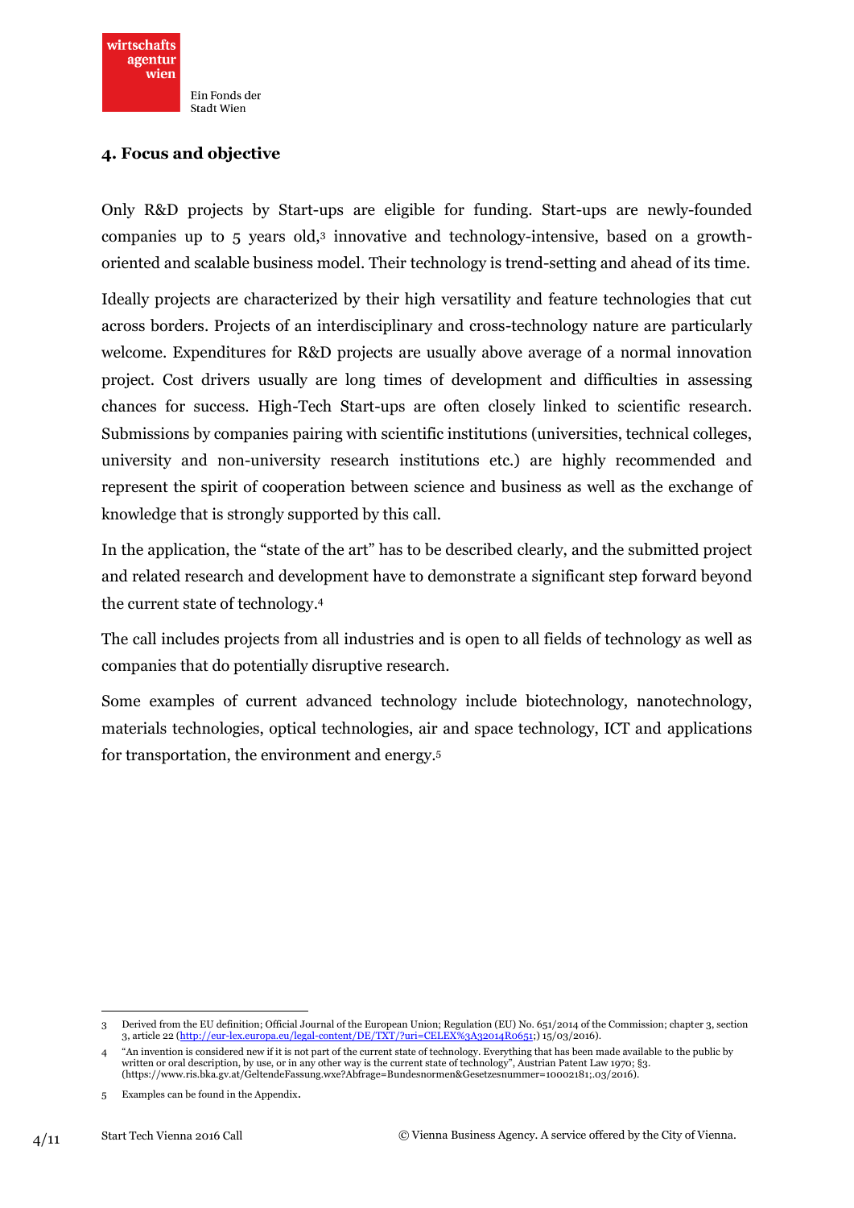## 4. Focus and objective

Only R&D projects by Start-ups are eligible for funding. Start-ups are newly-founded companies up to 5 years old,[3] innovative and technology-intensive, based on a growth-oriented and scalable business model. Their technology is trend-setting and ahead of its time.

Ideally projects are characterized by their high versatility and feature technologies that cut across borders. Projects of an interdisciplinary and cross-technology nature are particularly welcome. Expenditures for R&D projects are usually above average of a normal innovation project. Cost drivers usually are long times of development and difficulties in assessing chances for success. High-Tech Start-ups are often closely linked to scientific research. Submissions by companies pairing with scientific institutions (universities, technical colleges, university and non-university research institutions etc.) are highly recommended and represent the spirit of cooperation between science and business as well as the exchange of knowledge that is strongly supported by this call.

In the application, the "state of the art" has to be described clearly, and the submitted project and related research and development have to demonstrate a significant step forward beyond the current state of technology.[4]

The call includes projects from all industries and is open to all fields of technology as well as companies that do potentially disruptive research.

Some examples of current advanced technology include biotechnology, nanotechnology, materials technologies, optical technologies, air and space technology, ICT and applications for transportation, the environment and energy.[5]

---

[3] Derived from the EU definition; Official Journal of the European Union; Regulation (EU) No. 651/2014 of the Commission; chapter 3, section 3, article 22 (http://eur-lex.europa.eu/legal-content/DE/TXT/?uri=CELEX%3A32014R0651;) 15/03/2016).

[4] "An invention is considered new if it is not part of the current state of technology. Everything that has been made available to the public by written or oral description, by use, or in any other way is the current state of technology", Austrian Patent Law 1970; §3. (https://www.ris.bka.gv.at/GeltendeFassung.wxe?Abfrage=Bundesnormen&Gesetzesnummer=10002181;.03/2016).

[5] Examples can be found in the Appendix.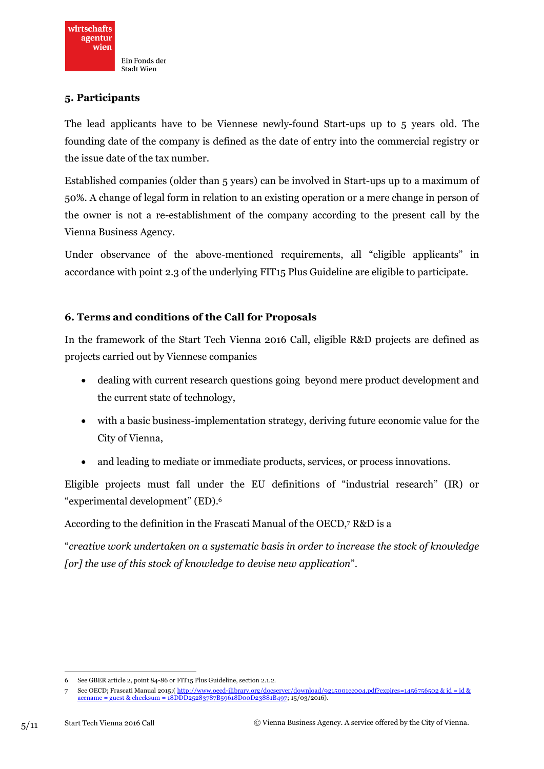## 5. Participants

The lead applicants have to be Viennese newly-found Start-ups up to 5 years old. The founding date of the company is defined as the date of entry into the commercial registry or the issue date of the tax number.

Established companies (older than 5 years) can be involved in Start-ups up to a maximum of 50%. A change of legal form in relation to an existing operation or a mere change in person of the owner is not a re-establishment of the company according to the present call by the Vienna Business Agency.

Under observance of the above-mentioned requirements, all "eligible applicants" in accordance with point 2.3 of the underlying FIT15 Plus Guideline are eligible to participate.

## 6. Terms and conditions of the Call for Proposals

In the framework of the Start Tech Vienna 2016 Call, eligible R&D projects are defined as projects carried out by Viennese companies

- dealing with current research questions going beyond mere product development and the current state of technology,
- with a basic business-implementation strategy, deriving future economic value for the City of Vienna,
- and leading to mediate or immediate products, services, or process innovations.

Eligible projects must fall under the EU definitions of "industrial research" (IR) or "experimental development" (ED).[6]

According to the definition in the Frascati Manual of the OECD,[7] R&D is a

"*creative work undertaken on a systematic basis in order to increase the stock of knowledge [or] the use of this stock of knowledge to devise new application*".

---

6 See GBER article 2, point 84-86 or FIT15 Plus Guideline, section 2.1.2.

7 See OECD; Frascati Manual 2015;( http://www.oecd-ilibrary.org/docserver/download/9215001ec004.pdf?expires=1456756502 & id = id & accname = guest & checksum = 18DDD25283787B59618D00D23881B497; 15/03/2016).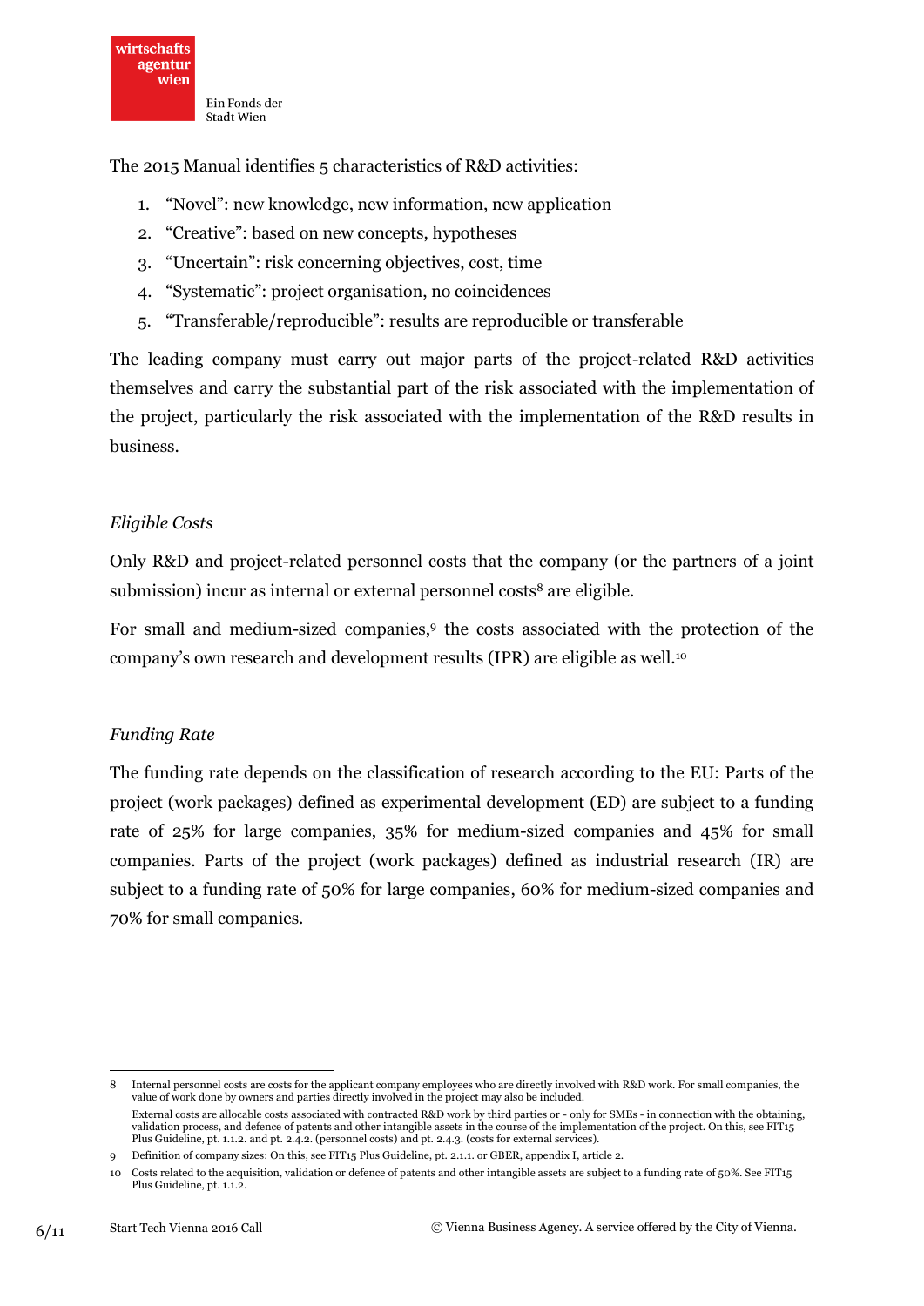The 2015 Manual identifies 5 characteristics of R&D activities:

1. "Novel": new knowledge, new information, new application
2. "Creative": based on new concepts, hypotheses
3. "Uncertain": risk concerning objectives, cost, time
4. "Systematic": project organisation, no coincidences
5. "Transferable/reproducible": results are reproducible or transferable

The leading company must carry out major parts of the project-related R&D activities themselves and carry the substantial part of the risk associated with the implementation of the project, particularly the risk associated with the implementation of the R&D results in business.

*Eligible Costs*

Only R&D and project-related personnel costs that the company (or the partners of a joint submission) incur as internal or external personnel costs[8] are eligible.

For small and medium-sized companies,[9] the costs associated with the protection of the company's own research and development results (IPR) are eligible as well.[10]

*Funding Rate*

The funding rate depends on the classification of research according to the EU: Parts of the project (work packages) defined as experimental development (ED) are subject to a funding rate of 25% for large companies, 35% for medium-sized companies and 45% for small companies. Parts of the project (work packages) defined as industrial research (IR) are subject to a funding rate of 50% for large companies, 60% for medium-sized companies and 70% for small companies.

---

8 Internal personnel costs are costs for the applicant company employees who are directly involved with R&D work. For small companies, the value of work done by owners and parties directly involved in the project may also be included.
External costs are allocable costs associated with contracted R&D work by third parties or - only for SMEs - in connection with the obtaining, validation process, and defence of patents and other intangible assets in the course of the implementation of the project. On this, see FIT15 Plus Guideline, pt. 1.1.2. and pt. 2.4.2. (personnel costs) and pt. 2.4.3. (costs for external services).

9 Definition of company sizes: On this, see FIT15 Plus Guideline, pt. 2.1.1. or GBER, appendix I, article 2.

10 Costs related to the acquisition, validation or defence of patents and other intangible assets are subject to a funding rate of 50%. See FIT15 Plus Guideline, pt. 1.1.2.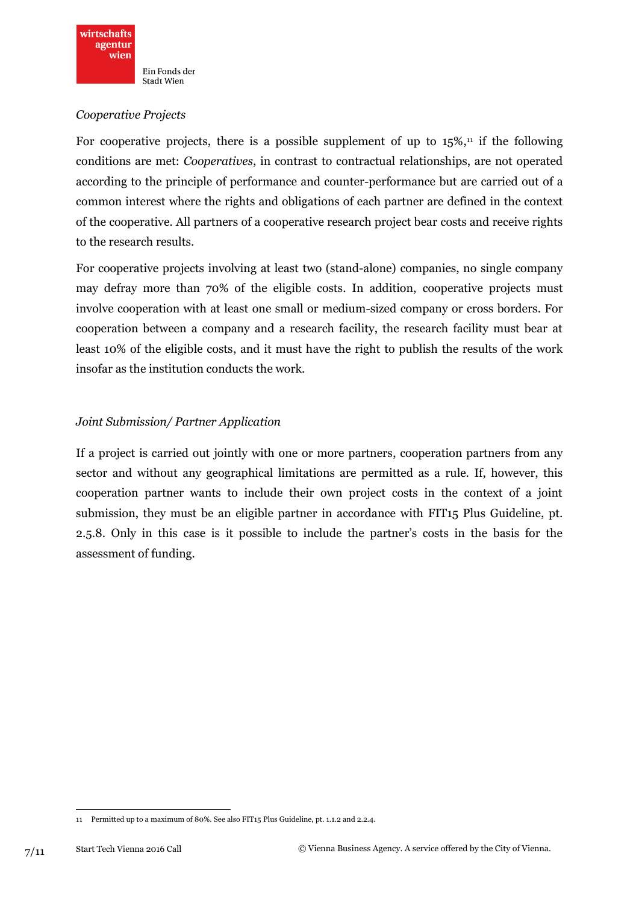*Cooperative Projects*

For cooperative projects, there is a possible supplement of up to 15%,[11] if the following conditions are met: *Cooperatives*, in contrast to contractual relationships, are not operated according to the principle of performance and counter-performance but are carried out of a common interest where the rights and obligations of each partner are defined in the context of the cooperative. All partners of a cooperative research project bear costs and receive rights to the research results.

For cooperative projects involving at least two (stand-alone) companies, no single company may defray more than 70% of the eligible costs. In addition, cooperative projects must involve cooperation with at least one small or medium-sized company or cross borders. For cooperation between a company and a research facility, the research facility must bear at least 10% of the eligible costs, and it must have the right to publish the results of the work insofar as the institution conducts the work.

*Joint Submission/ Partner Application*

If a project is carried out jointly with one or more partners, cooperation partners from any sector and without any geographical limitations are permitted as a rule. If, however, this cooperation partner wants to include their own project costs in the context of a joint submission, they must be an eligible partner in accordance with FIT15 Plus Guideline, pt. 2.5.8. Only in this case is it possible to include the partner's costs in the basis for the assessment of funding.

[11] Permitted up to a maximum of 80%. See also FIT15 Plus Guideline, pt. 1.1.2 and 2.2.4.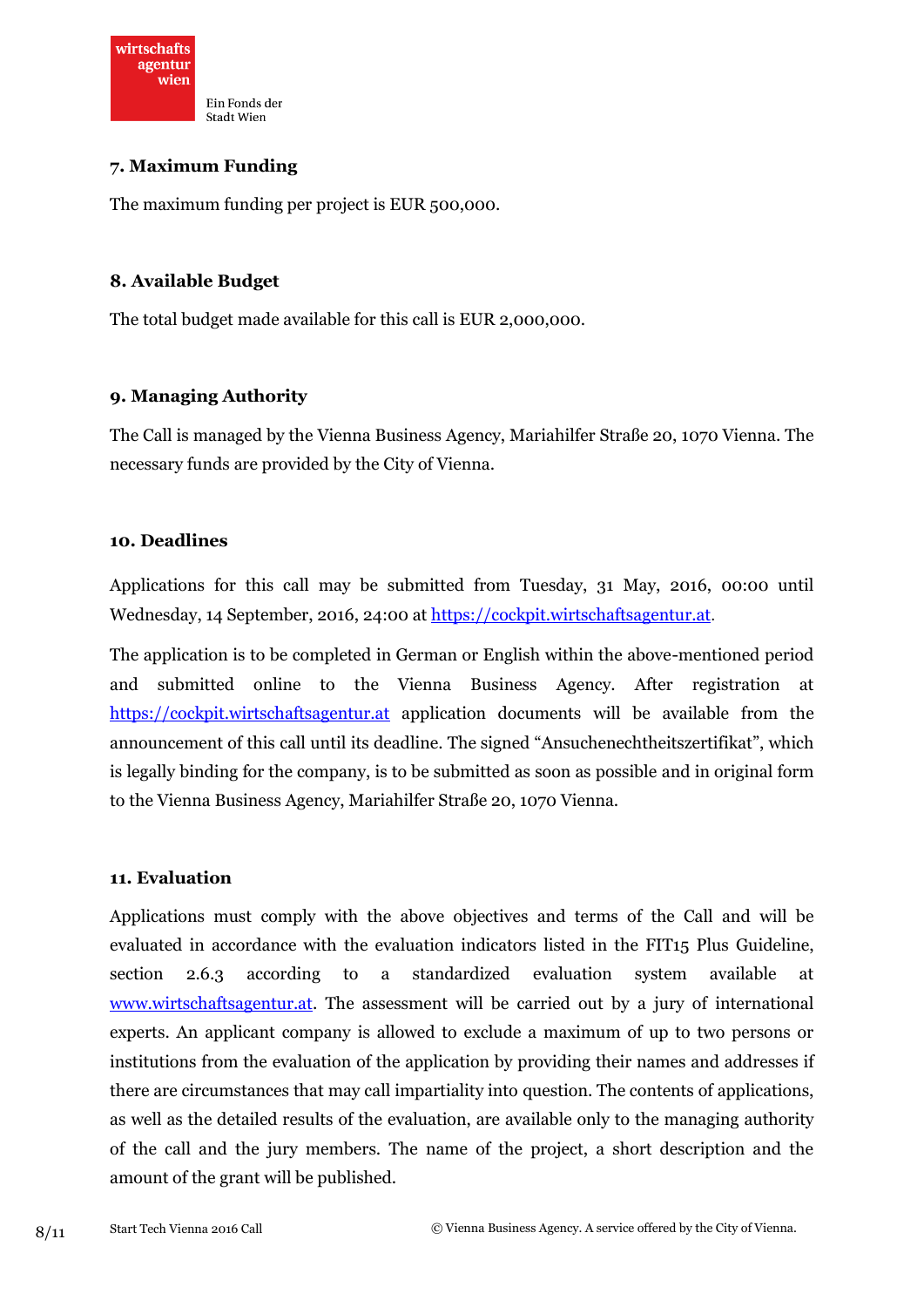## 7. Maximum Funding

The maximum funding per project is EUR 500,000.

## 8. Available Budget

The total budget made available for this call is EUR 2,000,000.

## 9. Managing Authority

The Call is managed by the Vienna Business Agency, Mariahilfer Straße 20, 1070 Vienna. The necessary funds are provided by the City of Vienna.

## 10. Deadlines

Applications for this call may be submitted from Tuesday, 31 May, 2016, 00:00 until Wednesday, 14 September, 2016, 24:00 at https://cockpit.wirtschaftsagentur.at.

The application is to be completed in German or English within the above-mentioned period and submitted online to the Vienna Business Agency. After registration at https://cockpit.wirtschaftsagentur.at application documents will be available from the announcement of this call until its deadline. The signed "Ansuchenechtheitszertifikat", which is legally binding for the company, is to be submitted as soon as possible and in original form to the Vienna Business Agency, Mariahilfer Straße 20, 1070 Vienna.

## 11. Evaluation

Applications must comply with the above objectives and terms of the Call and will be evaluated in accordance with the evaluation indicators listed in the FIT15 Plus Guideline, section 2.6.3 according to a standardized evaluation system available at www.wirtschaftsagentur.at. The assessment will be carried out by a jury of international experts. An applicant company is allowed to exclude a maximum of up to two persons or institutions from the evaluation of the application by providing their names and addresses if there are circumstances that may call impartiality into question. The contents of applications, as well as the detailed results of the evaluation, are available only to the managing authority of the call and the jury members. The name of the project, a short description and the amount of the grant will be published.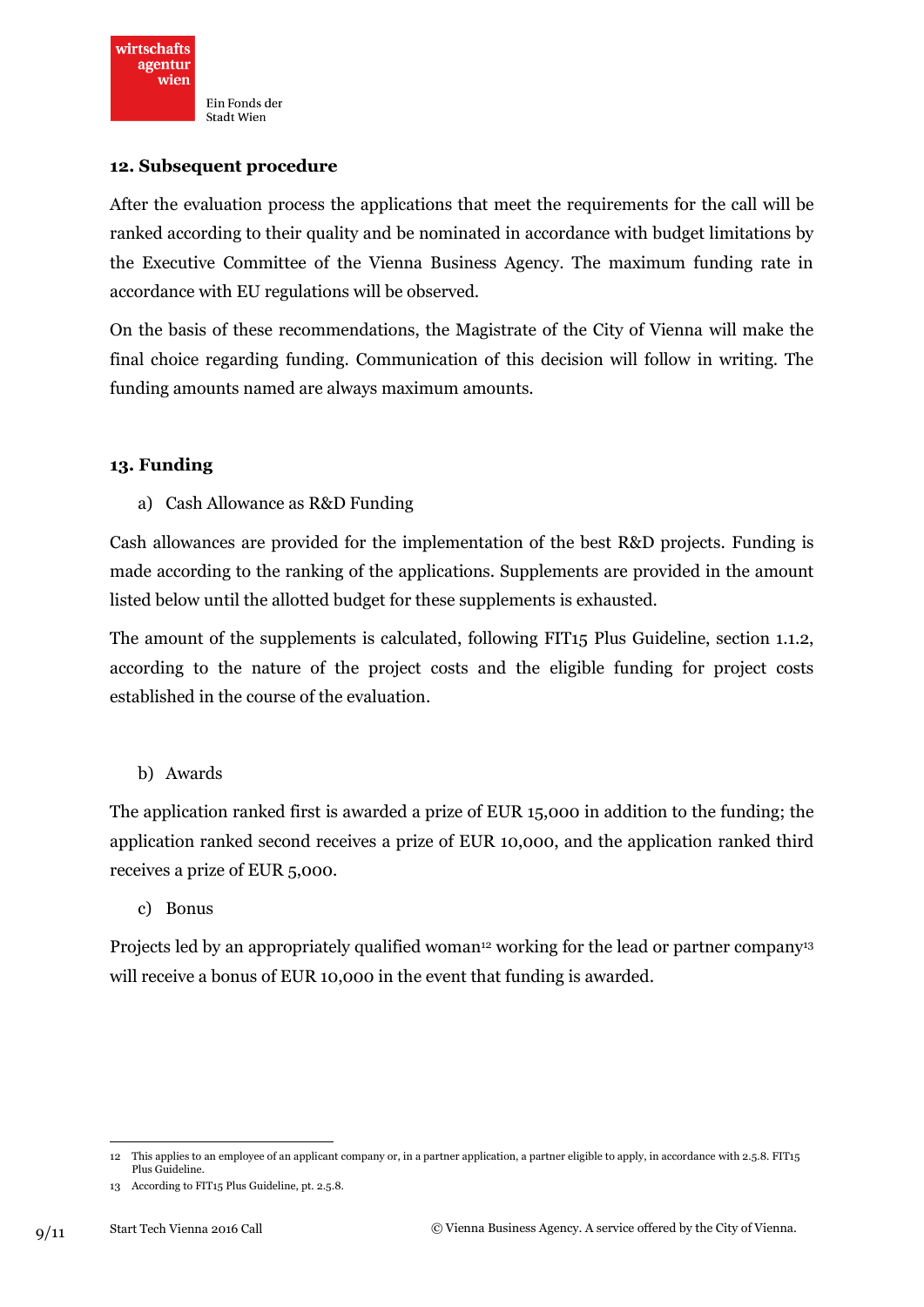## 12. Subsequent procedure

After the evaluation process the applications that meet the requirements for the call will be ranked according to their quality and be nominated in accordance with budget limitations by the Executive Committee of the Vienna Business Agency. The maximum funding rate in accordance with EU regulations will be observed.

On the basis of these recommendations, the Magistrate of the City of Vienna will make the final choice regarding funding. Communication of this decision will follow in writing. The funding amounts named are always maximum amounts.

## 13. Funding

a) Cash Allowance as R&D Funding

Cash allowances are provided for the implementation of the best R&D projects. Funding is made according to the ranking of the applications. Supplements are provided in the amount listed below until the allotted budget for these supplements is exhausted.

The amount of the supplements is calculated, following FIT15 Plus Guideline, section 1.1.2, according to the nature of the project costs and the eligible funding for project costs established in the course of the evaluation.

b) Awards

The application ranked first is awarded a prize of EUR 15,000 in addition to the funding; the application ranked second receives a prize of EUR 10,000, and the application ranked third receives a prize of EUR 5,000.

c) Bonus

Projects led by an appropriately qualified woman[12] working for the lead or partner company[13] will receive a bonus of EUR 10,000 in the event that funding is awarded.

---

12 This applies to an employee of an applicant company or, in a partner application, a partner eligible to apply, in accordance with 2.5.8. FIT15 Plus Guideline.

13 According to FIT15 Plus Guideline, pt. 2.5.8.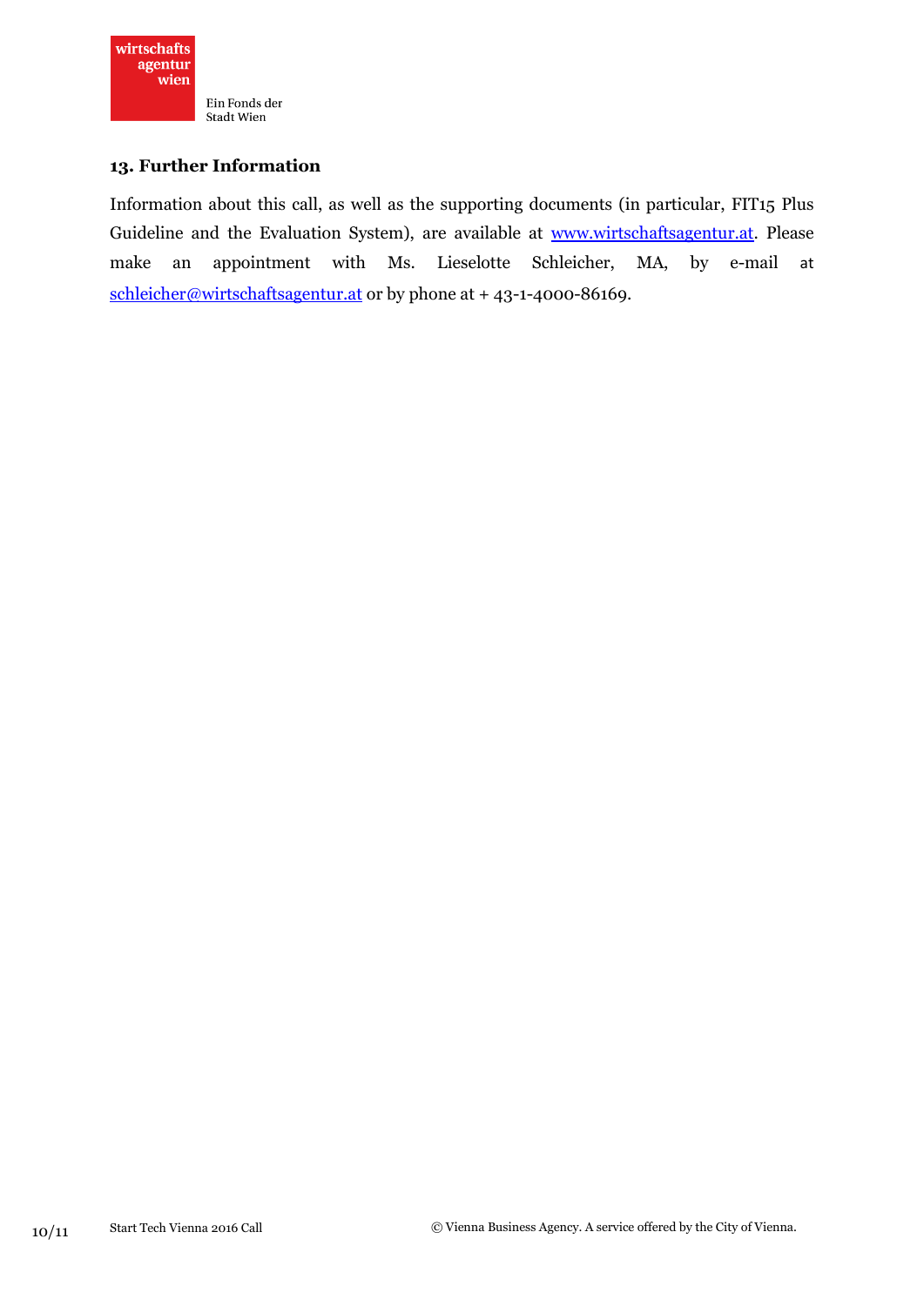## 13. Further Information

Information about this call, as well as the supporting documents (in particular, FIT15 Plus Guideline and the Evaluation System), are available at www.wirtschaftsagentur.at. Please make an appointment with Ms. Lieselotte Schleicher, MA, by e-mail at schleicher@wirtschaftsagentur.at or by phone at + 43-1-4000-86169.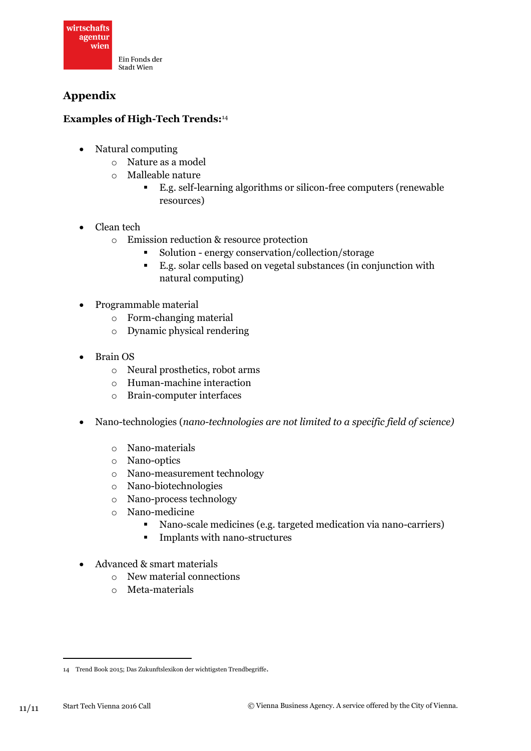## Appendix

**Examples of High-Tech Trends:**[14]

- Natural computing
    - Nature as a model
    - Malleable nature
        - E.g. self-learning algorithms or silicon-free computers (renewable resources)

- Clean tech
    - Emission reduction & resource protection
        - Solution - energy conservation/collection/storage
        - E.g. solar cells based on vegetal substances (in conjunction with natural computing)

- Programmable material
    - Form-changing material
    - Dynamic physical rendering

- Brain OS
    - Neural prosthetics, robot arms
    - Human-machine interaction
    - Brain-computer interfaces

- Nano-technologies (*nano-technologies are not limited to a specific field of science)*
    - Nano-materials
    - Nano-optics
    - Nano-measurement technology
    - Nano-biotechnologies
    - Nano-process technology
    - Nano-medicine
        - Nano-scale medicines (e.g. targeted medication via nano-carriers)
        - Implants with nano-structures

- Advanced & smart materials
    - New material connections
    - Meta-materials

---

14 Trend Book 2015; Das Zukunftslexikon der wichtigsten Trendbegriffe.